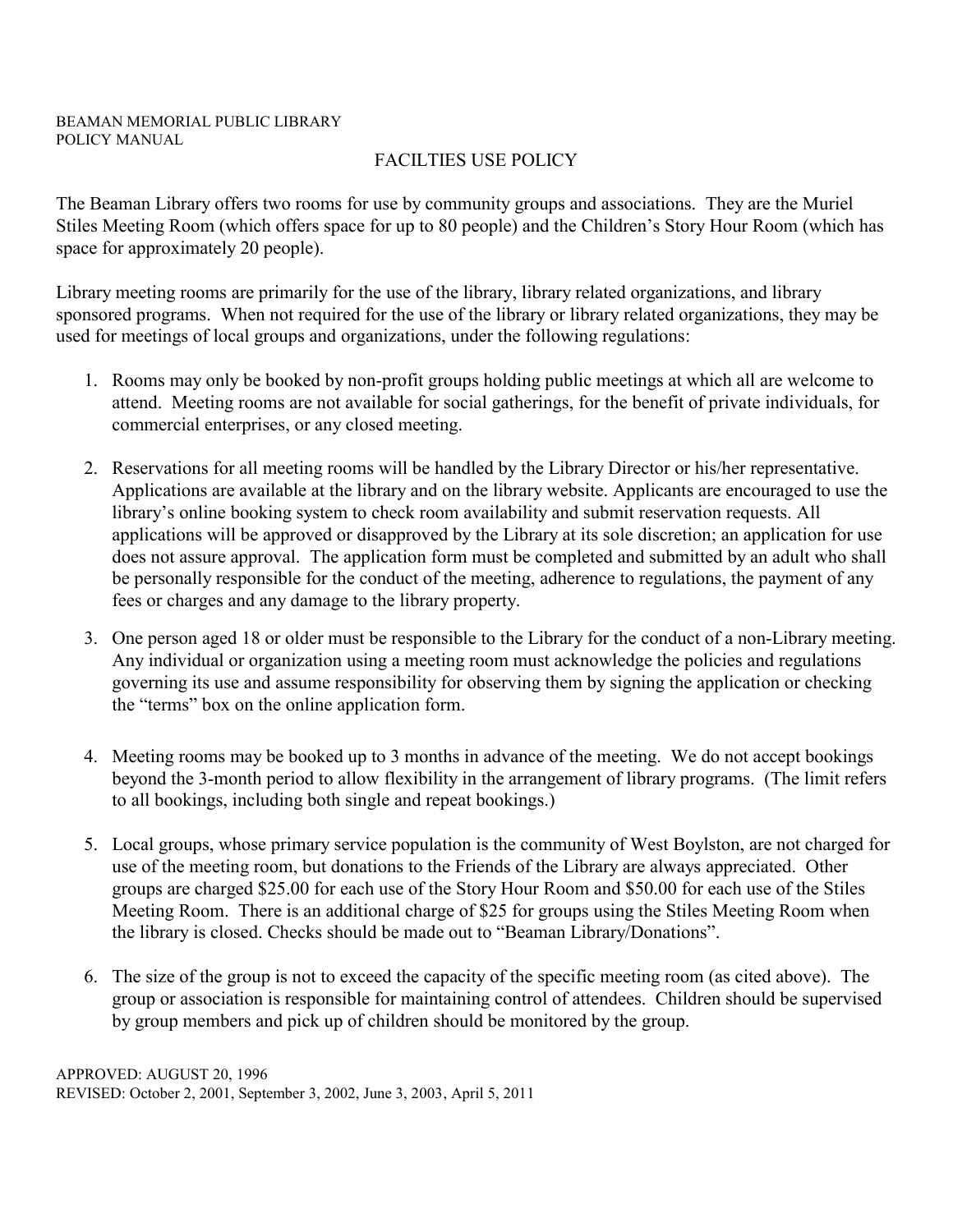BEAMAN MEMORIAL PUBLIC LIBRARY
POLICY MANUAL

# FACILTIES USE POLICY

The Beaman Library offers two rooms for use by community groups and associations. They are the Muriel Stiles Meeting Room (which offers space for up to 80 people) and the Children's Story Hour Room (which has space for approximately 20 people).

Library meeting rooms are primarily for the use of the library, library related organizations, and library sponsored programs. When not required for the use of the library or library related organizations, they may be used for meetings of local groups and organizations, under the following regulations:

1. Rooms may only be booked by non-profit groups holding public meetings at which all are welcome to attend. Meeting rooms are not available for social gatherings, for the benefit of private individuals, for commercial enterprises, or any closed meeting.

2. Reservations for all meeting rooms will be handled by the Library Director or his/her representative. Applications are available at the library and on the library website. Applicants are encouraged to use the library's online booking system to check room availability and submit reservation requests. All applications will be approved or disapproved by the Library at its sole discretion; an application for use does not assure approval. The application form must be completed and submitted by an adult who shall be personally responsible for the conduct of the meeting, adherence to regulations, the payment of any fees or charges and any damage to the library property.

3. One person aged 18 or older must be responsible to the Library for the conduct of a non-Library meeting. Any individual or organization using a meeting room must acknowledge the policies and regulations governing its use and assume responsibility for observing them by signing the application or checking the "terms" box on the online application form.

4. Meeting rooms may be booked up to 3 months in advance of the meeting. We do not accept bookings beyond the 3-month period to allow flexibility in the arrangement of library programs. (The limit refers to all bookings, including both single and repeat bookings.)

5. Local groups, whose primary service population is the community of West Boylston, are not charged for use of the meeting room, but donations to the Friends of the Library are always appreciated. Other groups are charged $25.00 for each use of the Story Hour Room and $50.00 for each use of the Stiles Meeting Room. There is an additional charge of $25 for groups using the Stiles Meeting Room when the library is closed. Checks should be made out to "Beaman Library/Donations".

6. The size of the group is not to exceed the capacity of the specific meeting room (as cited above). The group or association is responsible for maintaining control of attendees. Children should be supervised by group members and pick up of children should be monitored by the group.

APPROVED: AUGUST 20, 1996
REVISED: October 2, 2001, September 3, 2002, June 3, 2003, April 5, 2011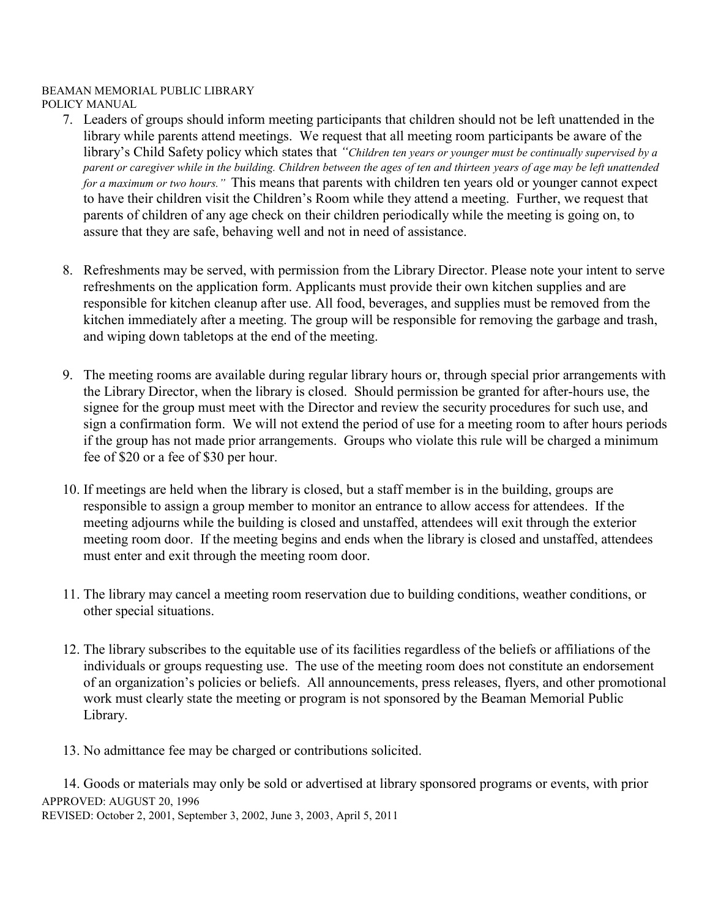7. Leaders of groups should inform meeting participants that children should not be left unattended in the library while parents attend meetings. We request that all meeting room participants be aware of the library's Child Safety policy which states that *"Children ten years or younger must be continually supervised by a parent or caregiver while in the building. Children between the ages of ten and thirteen years of age may be left unattended for a maximum or two hours."* This means that parents with children ten years old or younger cannot expect to have their children visit the Children's Room while they attend a meeting. Further, we request that parents of children of any age check on their children periodically while the meeting is going on, to assure that they are safe, behaving well and not in need of assistance.

8. Refreshments may be served, with permission from the Library Director. Please note your intent to serve refreshments on the application form. Applicants must provide their own kitchen supplies and are responsible for kitchen cleanup after use. All food, beverages, and supplies must be removed from the kitchen immediately after a meeting. The group will be responsible for removing the garbage and trash, and wiping down tabletops at the end of the meeting.

9. The meeting rooms are available during regular library hours or, through special prior arrangements with the Library Director, when the library is closed. Should permission be granted for after-hours use, the signee for the group must meet with the Director and review the security procedures for such use, and sign a confirmation form. We will not extend the period of use for a meeting room to after hours periods if the group has not made prior arrangements. Groups who violate this rule will be charged a minimum fee of $20 or a fee of $30 per hour.

10. If meetings are held when the library is closed, but a staff member is in the building, groups are responsible to assign a group member to monitor an entrance to allow access for attendees. If the meeting adjourns while the building is closed and unstaffed, attendees will exit through the exterior meeting room door. If the meeting begins and ends when the library is closed and unstaffed, attendees must enter and exit through the meeting room door.

11. The library may cancel a meeting room reservation due to building conditions, weather conditions, or other special situations.

12. The library subscribes to the equitable use of its facilities regardless of the beliefs or affiliations of the individuals or groups requesting use. The use of the meeting room does not constitute an endorsement of an organization's policies or beliefs. All announcements, press releases, flyers, and other promotional work must clearly state the meeting or program is not sponsored by the Beaman Memorial Public Library.

13. No admittance fee may be charged or contributions solicited.

14. Goods or materials may only be sold or advertised at library sponsored programs or events, with prior

APPROVED: AUGUST 20, 1996
REVISED: October 2, 2001, September 3, 2002, June 3, 2003, April 5, 2011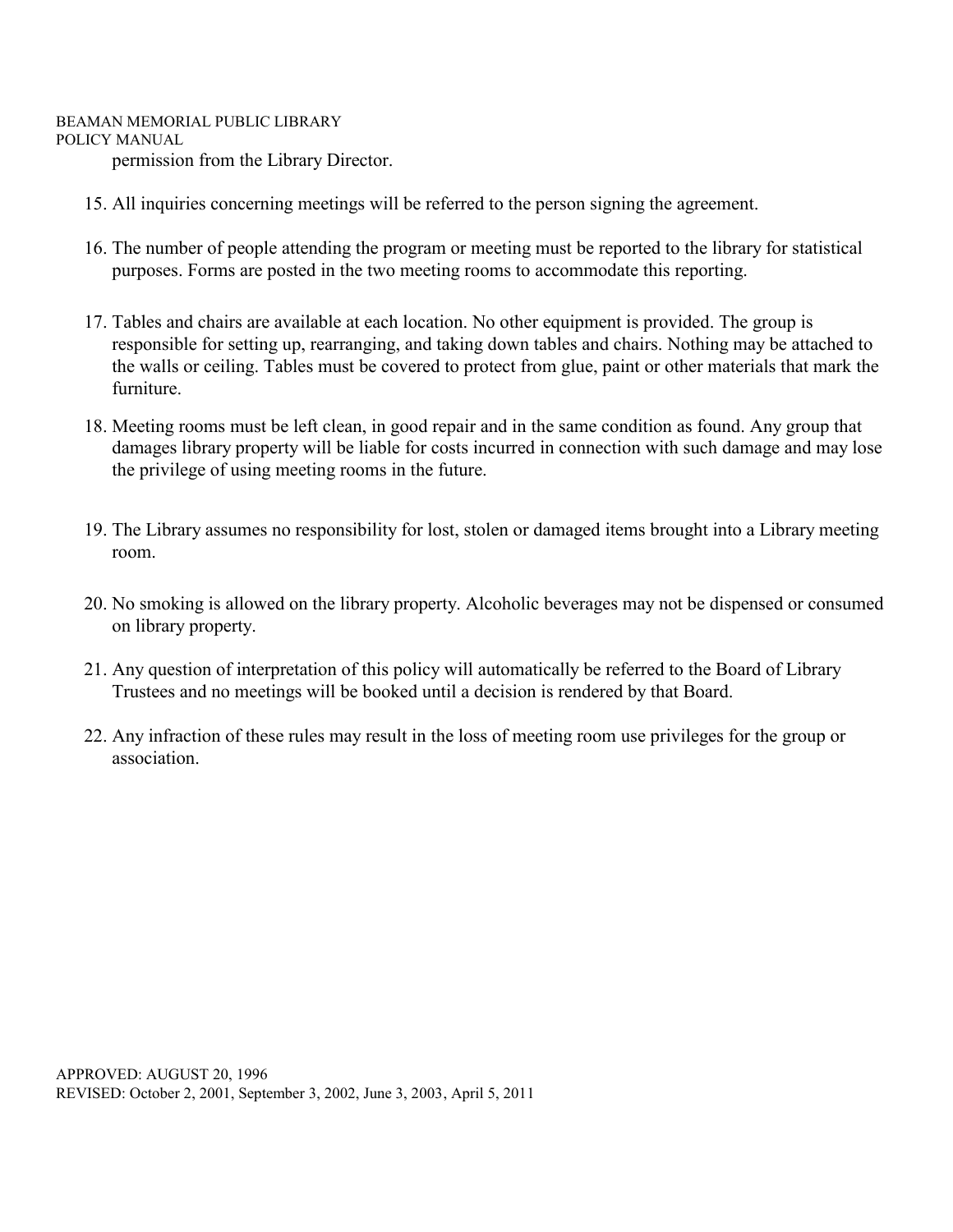permission from the Library Director.

15. All inquiries concerning meetings will be referred to the person signing the agreement.

16. The number of people attending the program or meeting must be reported to the library for statistical purposes. Forms are posted in the two meeting rooms to accommodate this reporting.

17. Tables and chairs are available at each location. No other equipment is provided. The group is responsible for setting up, rearranging, and taking down tables and chairs. Nothing may be attached to the walls or ceiling. Tables must be covered to protect from glue, paint or other materials that mark the furniture.

18. Meeting rooms must be left clean, in good repair and in the same condition as found. Any group that damages library property will be liable for costs incurred in connection with such damage and may lose the privilege of using meeting rooms in the future.

19. The Library assumes no responsibility for lost, stolen or damaged items brought into a Library meeting room.

20. No smoking is allowed on the library property. Alcoholic beverages may not be dispensed or consumed on library property.

21. Any question of interpretation of this policy will automatically be referred to the Board of Library Trustees and no meetings will be booked until a decision is rendered by that Board.

22. Any infraction of these rules may result in the loss of meeting room use privileges for the group or association.

APPROVED: AUGUST 20, 1996
REVISED: October 2, 2001, September 3, 2002, June 3, 2003, April 5, 2011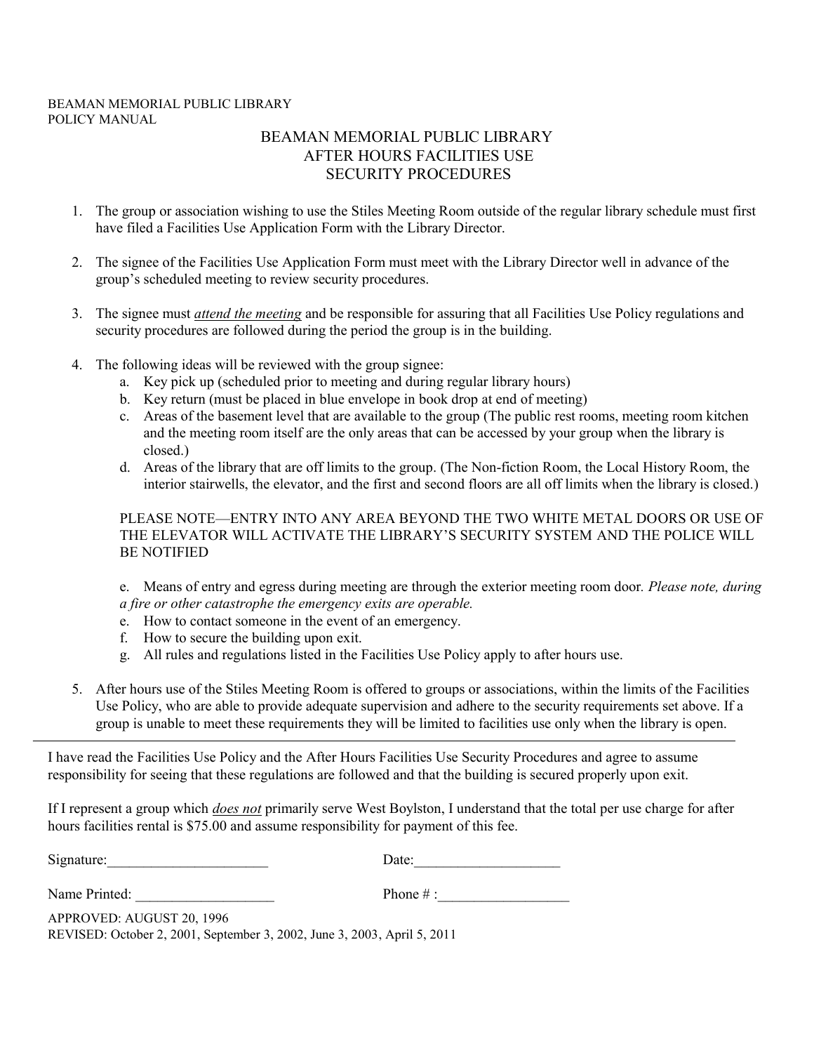BEAMAN MEMORIAL PUBLIC LIBRARY
POLICY MANUAL

# BEAMAN MEMORIAL PUBLIC LIBRARY
# AFTER HOURS FACILITIES USE
# SECURITY PROCEDURES

1. The group or association wishing to use the Stiles Meeting Room outside of the regular library schedule must first have filed a Facilities Use Application Form with the Library Director.

2. The signee of the Facilities Use Application Form must meet with the Library Director well in advance of the group's scheduled meeting to review security procedures.

3. The signee must ***attend the meeting*** and be responsible for assuring that all Facilities Use Policy regulations and security procedures are followed during the period the group is in the building.

4. The following ideas will be reviewed with the group signee:
   a. Key pick up (scheduled prior to meeting and during regular library hours)
   b. Key return (must be placed in blue envelope in book drop at end of meeting)
   c. Areas of the basement level that are available to the group (The public rest rooms, meeting room kitchen and the meeting room itself are the only areas that can be accessed by your group when the library is closed.)
   d. Areas of the library that are off limits to the group. (The Non-fiction Room, the Local History Room, the interior stairwells, the elevator, and the first and second floors are all off limits when the library is closed.)

   PLEASE NOTE—ENTRY INTO ANY AREA BEYOND THE TWO WHITE METAL DOORS OR USE OF THE ELEVATOR WILL ACTIVATE THE LIBRARY'S SECURITY SYSTEM AND THE POLICE WILL BE NOTIFIED

   e. Means of entry and egress during meeting are through the exterior meeting room door. *Please note, during a fire or other catastrophe the emergency exits are operable.*
   e. How to contact someone in the event of an emergency.
   f. How to secure the building upon exit.
   g. All rules and regulations listed in the Facilities Use Policy apply to after hours use.

5. After hours use of the Stiles Meeting Room is offered to groups or associations, within the limits of the Facilities Use Policy, who are able to provide adequate supervision and adhere to the security requirements set above. If a group is unable to meet these requirements they will be limited to facilities use only when the library is open.

---

I have read the Facilities Use Policy and the After Hours Facilities Use Security Procedures and agree to assume responsibility for seeing that these regulations are followed and that the building is secured properly upon exit.

If I represent a group which ***does not*** primarily serve West Boylston, I understand that the total per use charge for after hours facilities rental is $75.00 and assume responsibility for payment of this fee.

Signature:______________________ Date:____________________

Name Printed: ___________________ Phone # :__________________

APPROVED: AUGUST 20, 1996
REVISED: October 2, 2001, September 3, 2002, June 3, 2003, April 5, 2011